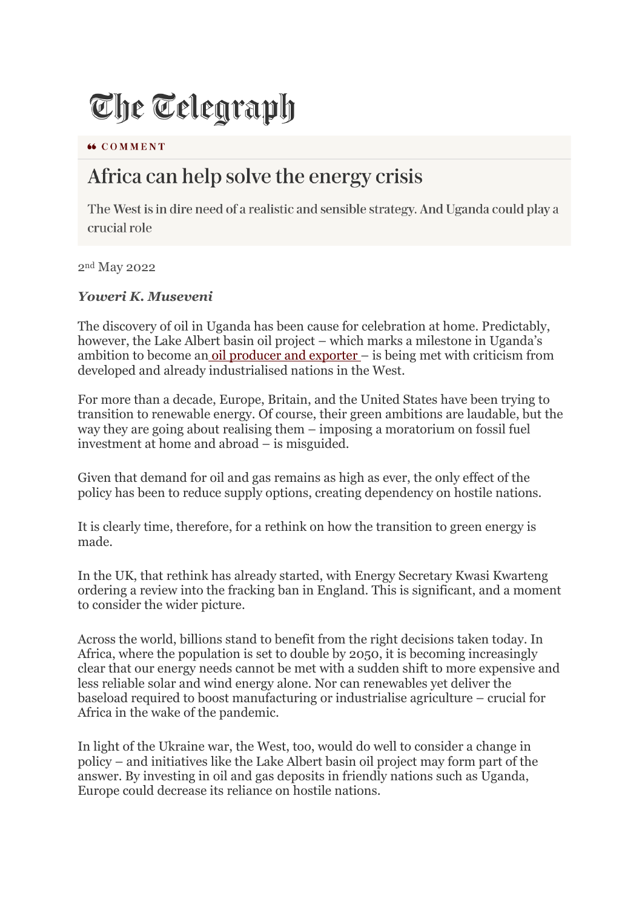# The Telegraph

COMMENT

## Africa can help solve the energy crisis

The West is in dire need of a realistic and sensible strategy. And Uganda could play a crucial role

2nd May 2022

***Yoweri K. Museveni***

The discovery of oil in Uganda has been cause for celebration at home. Predictably, however, the Lake Albert basin oil project – which marks a milestone in Uganda's ambition to become an oil producer and exporter – is being met with criticism from developed and already industrialised nations in the West.

For more than a decade, Europe, Britain, and the United States have been trying to transition to renewable energy. Of course, their green ambitions are laudable, but the way they are going about realising them – imposing a moratorium on fossil fuel investment at home and abroad – is misguided.

Given that demand for oil and gas remains as high as ever, the only effect of the policy has been to reduce supply options, creating dependency on hostile nations.

It is clearly time, therefore, for a rethink on how the transition to green energy is made.

In the UK, that rethink has already started, with Energy Secretary Kwasi Kwarteng ordering a review into the fracking ban in England. This is significant, and a moment to consider the wider picture.

Across the world, billions stand to benefit from the right decisions taken today. In Africa, where the population is set to double by 2050, it is becoming increasingly clear that our energy needs cannot be met with a sudden shift to more expensive and less reliable solar and wind energy alone. Nor can renewables yet deliver the baseload required to boost manufacturing or industrialise agriculture – crucial for Africa in the wake of the pandemic.

In light of the Ukraine war, the West, too, would do well to consider a change in policy – and initiatives like the Lake Albert basin oil project may form part of the answer. By investing in oil and gas deposits in friendly nations such as Uganda, Europe could decrease its reliance on hostile nations.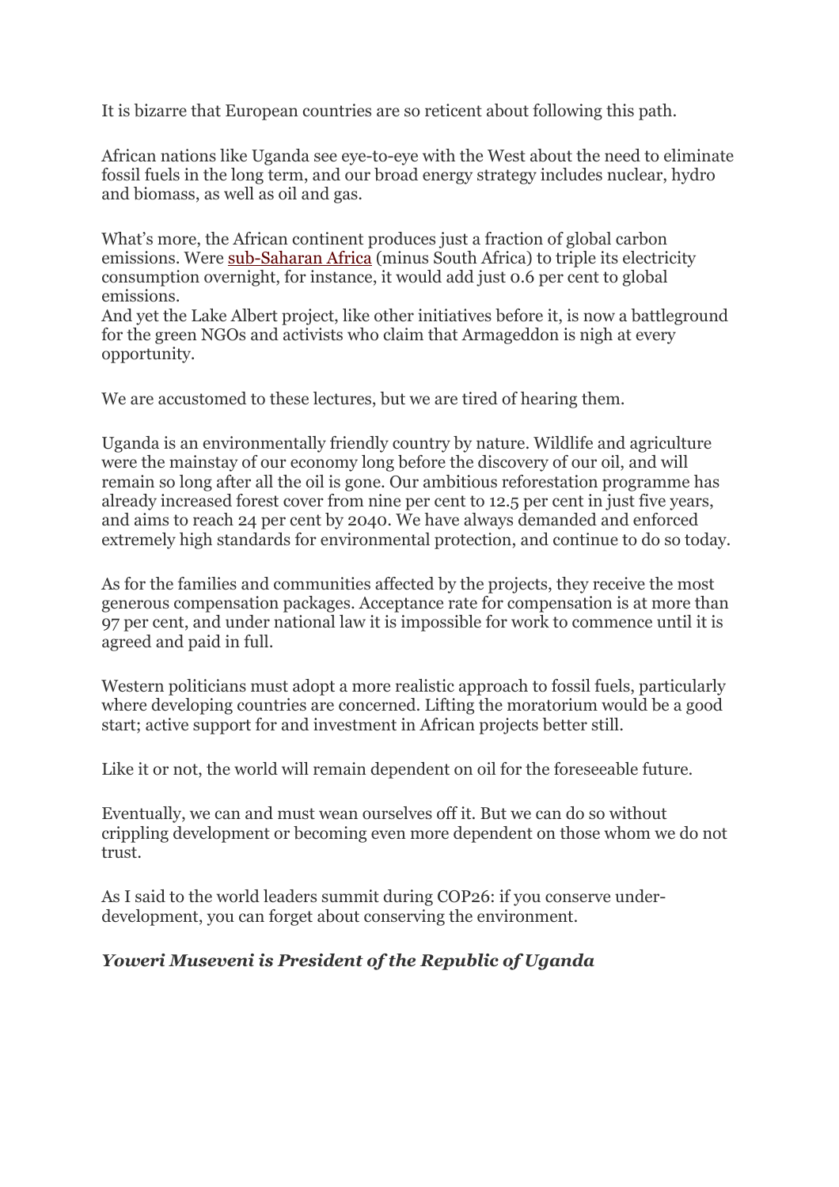It is bizarre that European countries are so reticent about following this path.

African nations like Uganda see eye-to-eye with the West about the need to eliminate fossil fuels in the long term, and our broad energy strategy includes nuclear, hydro and biomass, as well as oil and gas.

What's more, the African continent produces just a fraction of global carbon emissions. Were sub-Saharan Africa (minus South Africa) to triple its electricity consumption overnight, for instance, it would add just 0.6 per cent to global emissions.
And yet the Lake Albert project, like other initiatives before it, is now a battleground for the green NGOs and activists who claim that Armageddon is nigh at every opportunity.

We are accustomed to these lectures, but we are tired of hearing them.

Uganda is an environmentally friendly country by nature. Wildlife and agriculture were the mainstay of our economy long before the discovery of our oil, and will remain so long after all the oil is gone. Our ambitious reforestation programme has already increased forest cover from nine per cent to 12.5 per cent in just five years, and aims to reach 24 per cent by 2040. We have always demanded and enforced extremely high standards for environmental protection, and continue to do so today.

As for the families and communities affected by the projects, they receive the most generous compensation packages. Acceptance rate for compensation is at more than 97 per cent, and under national law it is impossible for work to commence until it is agreed and paid in full.

Western politicians must adopt a more realistic approach to fossil fuels, particularly where developing countries are concerned. Lifting the moratorium would be a good start; active support for and investment in African projects better still.

Like it or not, the world will remain dependent on oil for the foreseeable future.

Eventually, we can and must wean ourselves off it. But we can do so without crippling development or becoming even more dependent on those whom we do not trust.

As I said to the world leaders summit during COP26: if you conserve under-development, you can forget about conserving the environment.

***Yoweri Museveni is President of the Republic of Uganda***